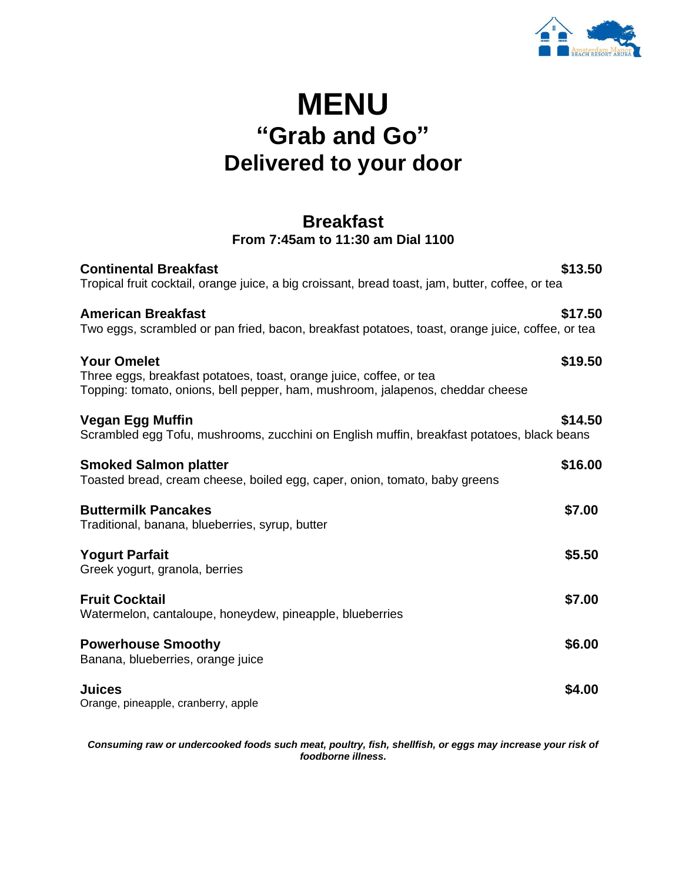# MENU

## "Grab and Go"

## Delivered to your door

### Breakfast

**From 7:45am to 11:30 am Dial 1100**

**Continental Breakfast** **$13.50**
Tropical fruit cocktail, orange juice, a big croissant, bread toast, jam, butter, coffee, or tea

**American Breakfast** **$17.50**
Two eggs, scrambled or pan fried, bacon, breakfast potatoes, toast, orange juice, coffee, or tea

**Your Omelet** **$19.50**
Three eggs, breakfast potatoes, toast, orange juice, coffee, or tea
Topping: tomato, onions, bell pepper, ham, mushroom, jalapenos, cheddar cheese

**Vegan Egg Muffin** **$14.50**
Scrambled egg Tofu, mushrooms, zucchini on English muffin, breakfast potatoes, black beans

**Smoked Salmon platter** **$16.00**
Toasted bread, cream cheese, boiled egg, caper, onion, tomato, baby greens

**Buttermilk Pancakes** **$7.00**
Traditional, banana, blueberries, syrup, butter

**Yogurt Parfait** **$5.50**
Greek yogurt, granola, berries

**Fruit Cocktail** **$7.00**
Watermelon, cantaloupe, honeydew, pineapple, blueberries

**Powerhouse Smoothy** **$6.00**
Banana, blueberries, orange juice

**Juices** **$4.00**
Orange, pineapple, cranberry, apple

***Consuming raw or undercooked foods such meat, poultry, fish, shellfish, or eggs may increase your risk of foodborne illness.***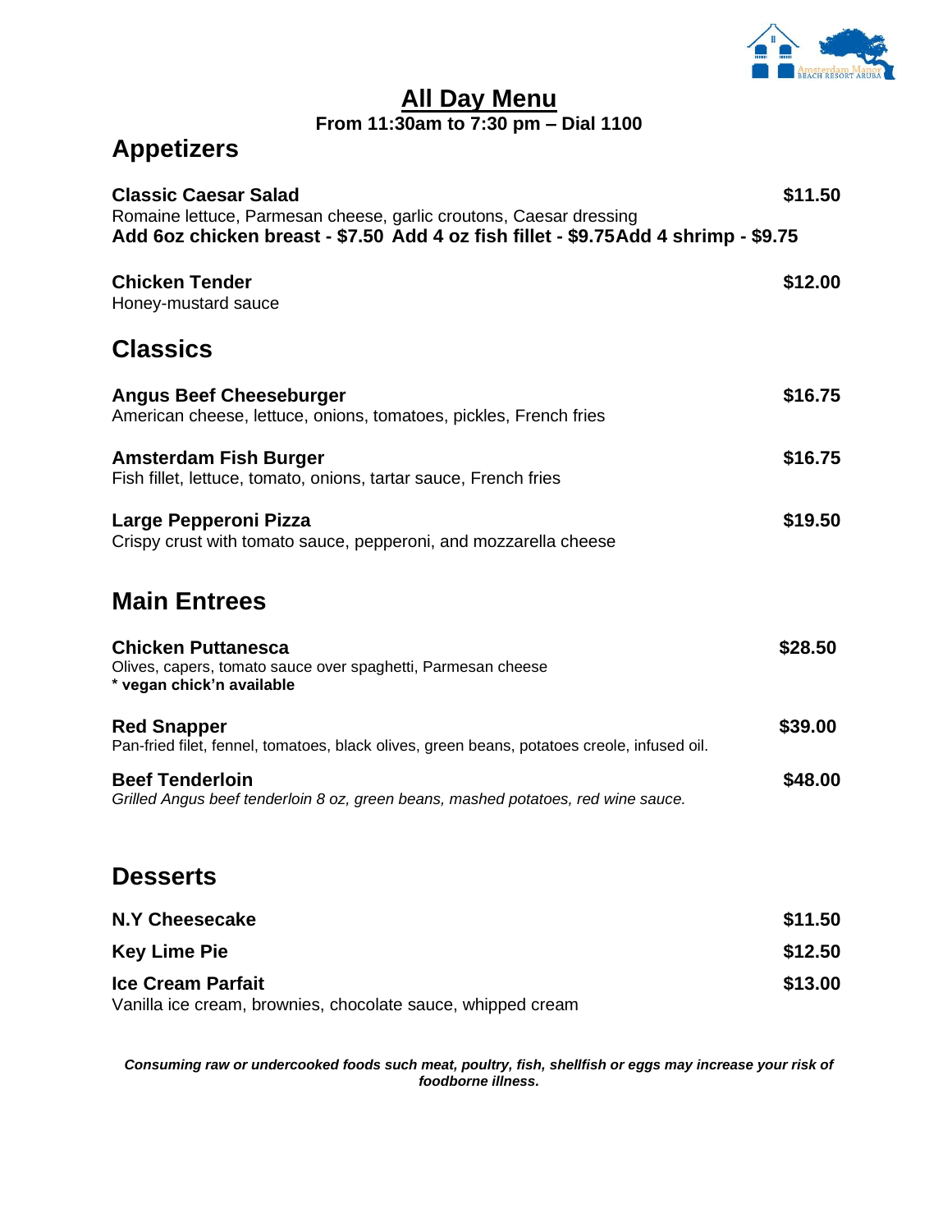# All Day Menu

**From 11:30am to 7:30 pm – Dial 1100**

## Appetizers

**Classic Caesar Salad** **$11.50**
Romaine lettuce, Parmesan cheese, garlic croutons, Caesar dressing
**Add 6oz chicken breast - $7.50 Add 4 oz fish fillet - $9.75 Add 4 shrimp - $9.75**

**Chicken Tender** **$12.00**
Honey-mustard sauce

## Classics

**Angus Beef Cheeseburger** **$16.75**
American cheese, lettuce, onions, tomatoes, pickles, French fries

**Amsterdam Fish Burger** **$16.75**
Fish fillet, lettuce, tomato, onions, tartar sauce, French fries

**Large Pepperoni Pizza** **$19.50**
Crispy crust with tomato sauce, pepperoni, and mozzarella cheese

## Main Entrees

**Chicken Puttanesca** **$28.50**
Olives, capers, tomato sauce over spaghetti, Parmesan cheese
**\* vegan chick'n available**

**Red Snapper** **$39.00**
Pan-fried filet, fennel, tomatoes, black olives, green beans, potatoes creole, infused oil.

**Beef Tenderloin** **$48.00**
*Grilled Angus beef tenderloin 8 oz, green beans, mashed potatoes, red wine sauce.*

## Desserts

**N.Y Cheesecake** **$11.50**

**Key Lime Pie** **$12.50**

**Ice Cream Parfait** **$13.00**
Vanilla ice cream, brownies, chocolate sauce, whipped cream

***Consuming raw or undercooked foods such meat, poultry, fish, shellfish or eggs may increase your risk of foodborne illness.***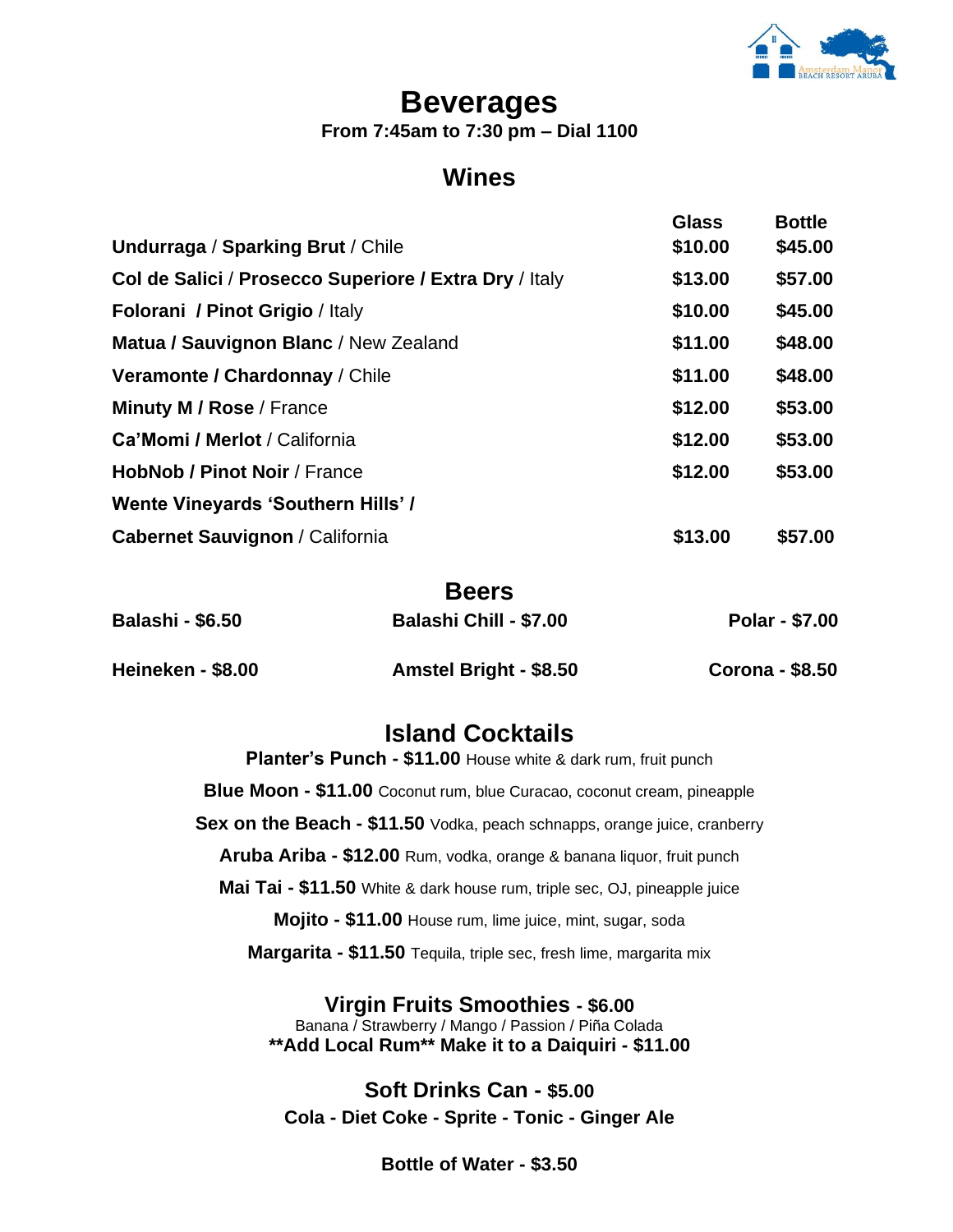# Beverages

**From 7:45am to 7:30 pm – Dial 1100**

## Wines

| | Glass | Bottle |
|---|---|---|
| **Undurraga** / **Sparking Brut** / Chile | $10.00 | $45.00 |
| **Col de Salici** / **Prosecco Superiore / Extra Dry** / Italy | $13.00 | $57.00 |
| **Folorani / Pinot Grigio** / Italy | $10.00 | $45.00 |
| **Matua / Sauvignon Blanc** / New Zealand | $11.00 | $48.00 |
| **Veramonte / Chardonnay** / Chile | $11.00 | $48.00 |
| **Minuty M / Rose** / France | $12.00 | $53.00 |
| **Ca'Momi / Merlot** / California | $12.00 | $53.00 |
| **HobNob / Pinot Noir** / France | $12.00 | $53.00 |
| **Wente Vineyards 'Southern Hills' / Cabernet Sauvignon** / California | $13.00 | $57.00 |

## Beers

**Balashi - $6.50** | **Balashi Chill - $7.00** | **Polar - $7.00**

**Heineken - $8.00** | **Amstel Bright - $8.50** | **Corona - $8.50**

## Island Cocktails

**Planter's Punch - $11.00** House white & dark rum, fruit punch

**Blue Moon - $11.00** Coconut rum, blue Curacao, coconut cream, pineapple

**Sex on the Beach - $11.50** Vodka, peach schnapps, orange juice, cranberry

**Aruba Ariba - $12.00** Rum, vodka, orange & banana liquor, fruit punch

**Mai Tai - $11.50** White & dark house rum, triple sec, OJ, pineapple juice

**Mojito - $11.00** House rum, lime juice, mint, sugar, soda

**Margarita - $11.50** Tequila, triple sec, fresh lime, margarita mix

### Virgin Fruits Smoothies - $6.00

Banana / Strawberry / Mango / Passion / Piña Colada

****Add Local Rum** Make it to a Daiquiri - $11.00**

### Soft Drinks Can - $5.00

**Cola - Diet Coke - Sprite - Tonic - Ginger Ale**

**Bottle of Water - $3.50**